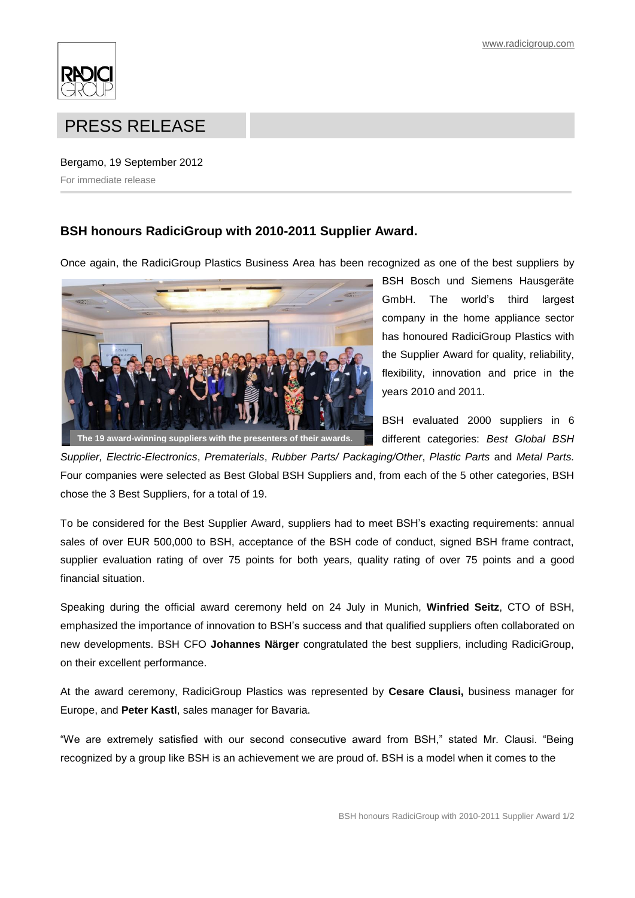www.radicigroup.com

# PRESS RELEASE

Bergamo, 19 September 2012

For immediate release

## BSH honours RadiciGroup with 2010-2011 Supplier Award.

Once again, the RadiciGroup Plastics Business Area has been recognized as one of the best suppliers by BSH Bosch und Siemens Hausgeräte GmbH. The world's third largest company in the home appliance sector has honoured RadiciGroup Plastics with the Supplier Award for quality, reliability, flexibility, innovation and price in the years 2010 and 2011.

The 19 award-winning suppliers with the presenters of their awards.

BSH evaluated 2000 suppliers in 6 different categories: *Best Global BSH Supplier, Electric-Electronics*, *Prematerials*, *Rubber Parts/ Packaging/Other*, *Plastic Parts* and *Metal Parts.* Four companies were selected as Best Global BSH Suppliers and, from each of the 5 other categories, BSH chose the 3 Best Suppliers, for a total of 19.

To be considered for the Best Supplier Award, suppliers had to meet BSH's exacting requirements: annual sales of over EUR 500,000 to BSH, acceptance of the BSH code of conduct, signed BSH frame contract, supplier evaluation rating of over 75 points for both years, quality rating of over 75 points and a good financial situation.

Speaking during the official award ceremony held on 24 July in Munich, **Winfried Seitz**, CTO of BSH, emphasized the importance of innovation to BSH's success and that qualified suppliers often collaborated on new developments. BSH CFO **Johannes Närger** congratulated the best suppliers, including RadiciGroup, on their excellent performance.

At the award ceremony, RadiciGroup Plastics was represented by **Cesare Clausi,** business manager for Europe, and **Peter Kastl**, sales manager for Bavaria.

"We are extremely satisfied with our second consecutive award from BSH," stated Mr. Clausi. "Being recognized by a group like BSH is an achievement we are proud of. BSH is a model when it comes to the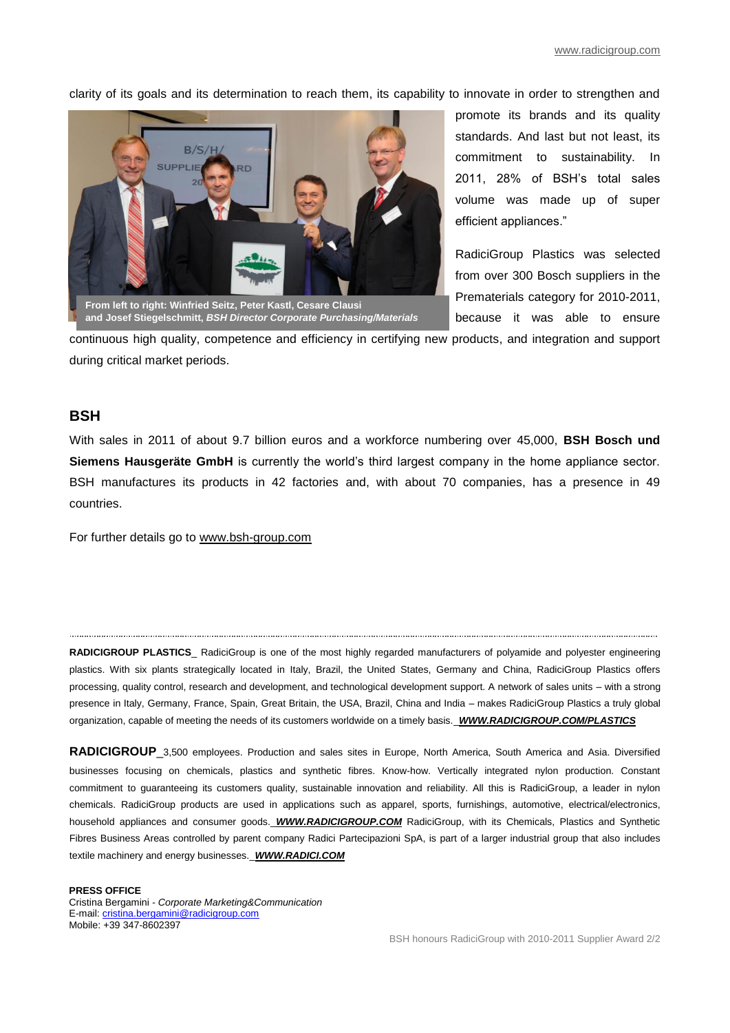clarity of its goals and its determination to reach them, its capability to innovate in order to strengthen and promote its brands and its quality standards. And last but not least, its commitment to sustainability. In 2011, 28% of BSH's total sales volume was made up of super efficient appliances."

From left to right: Winfried Seitz, Peter Kastl, Cesare Clausi and Josef Stiegelschmitt, *BSH Director Corporate Purchasing/Materials*

RadiciGroup Plastics was selected from over 300 Bosch suppliers in the Prematerials category for 2010-2011, because it was able to ensure continuous high quality, competence and efficiency in certifying new products, and integration and support during critical market periods.

## BSH

With sales in 2011 of about 9.7 billion euros and a workforce numbering over 45,000, **BSH Bosch und Siemens Hausgeräte GmbH** is currently the world's third largest company in the home appliance sector. BSH manufactures its products in 42 factories and, with about 70 companies, has a presence in 49 countries.

For further details go to www.bsh-group.com

---

**RADICIGROUP PLASTICS**_ RadiciGroup is one of the most highly regarded manufacturers of polyamide and polyester engineering plastics. With six plants strategically located in Italy, Brazil, the United States, Germany and China, RadiciGroup Plastics offers processing, quality control, research and development, and technological development support. A network of sales units – with a strong presence in Italy, Germany, France, Spain, Great Britain, the USA, Brazil, China and India – makes RadiciGroup Plastics a truly global organization, capable of meeting the needs of its customers worldwide on a timely basis._ ***WWW.RADICIGROUP.COM/PLASTICS***

**RADICIGROUP**_3,500 employees. Production and sales sites in Europe, North America, South America and Asia. Diversified businesses focusing on chemicals, plastics and synthetic fibres. Know-how. Vertically integrated nylon production. Constant commitment to guaranteeing its customers quality, sustainable innovation and reliability. All this is RadiciGroup, a leader in nylon chemicals. RadiciGroup products are used in applications such as apparel, sports, furnishings, automotive, electrical/electronics, household appliances and consumer goods._ ***WWW.RADICIGROUP.COM*** RadiciGroup, with its Chemicals, Plastics and Synthetic Fibres Business Areas controlled by parent company Radici Partecipazioni SpA, is part of a larger industrial group that also includes textile machinery and energy businesses._ ***WWW.RADICI.COM***

**PRESS OFFICE**
Cristina Bergamini - *Corporate Marketing&Communication*
E-mail: cristina.bergamini@radicigroup.com
Mobile: +39 347-8602397